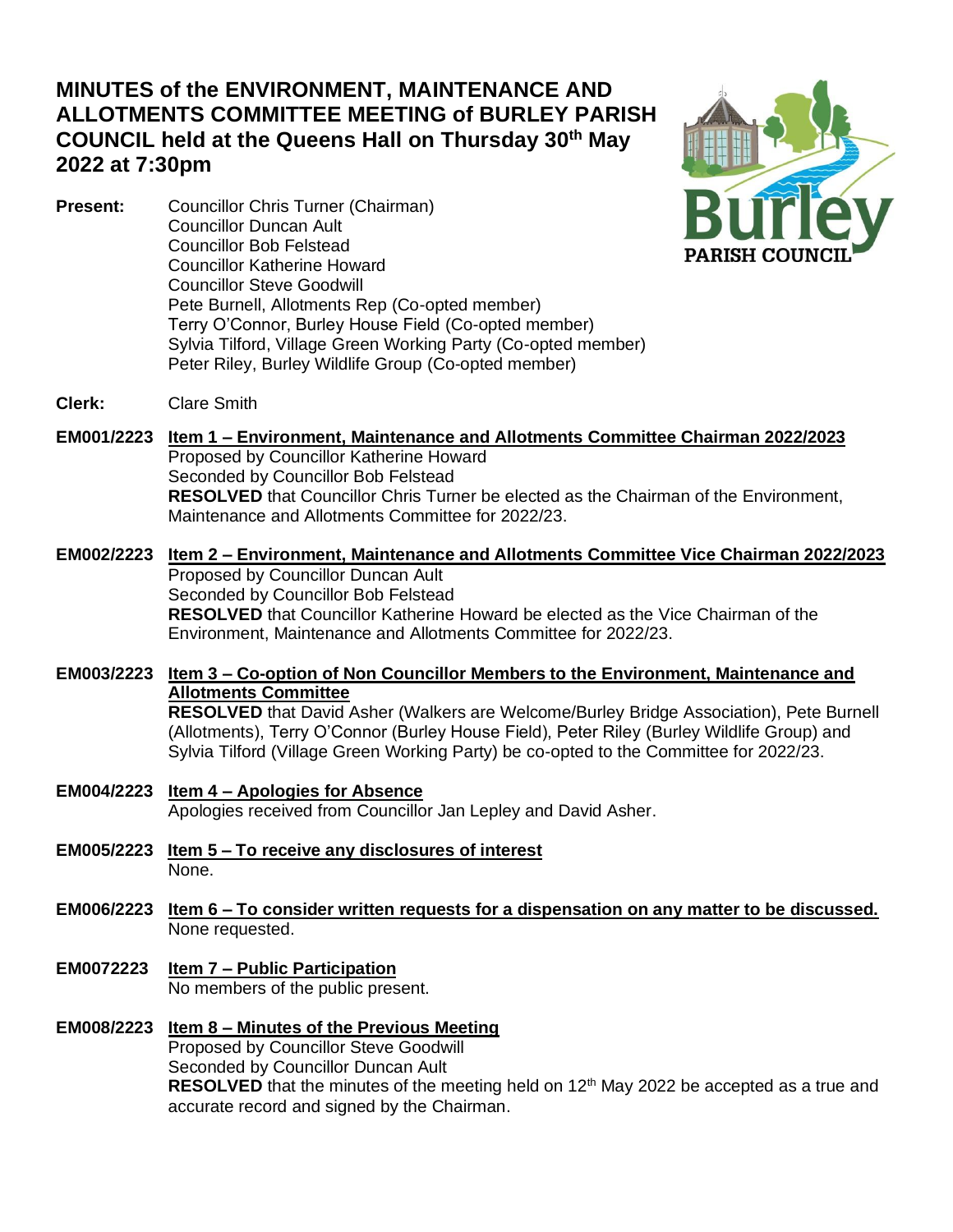# MINUTES of the ENVIRONMENT, MAINTENANCE AND ALLOTMENTS COMMITTEE MEETING of BURLEY PARISH COUNCIL held at the Queens Hall on Thursday 30th May 2022 at 7:30pm

**Present:**
Councillor Chris Turner (Chairman)
Councillor Duncan Ault
Councillor Bob Felstead
Councillor Katherine Howard
Councillor Steve Goodwill
Pete Burnell, Allotments Rep (Co-opted member)
Terry O'Connor, Burley House Field (Co-opted member)
Sylvia Tilford, Village Green Working Party (Co-opted member)
Peter Riley, Burley Wildlife Group (Co-opted member)

**Clerk:** Clare Smith

**EM001/2223** **Item 1 – Environment, Maintenance and Allotments Committee Chairman 2022/2023**
Proposed by Councillor Katherine Howard
Seconded by Councillor Bob Felstead
**RESOLVED** that Councillor Chris Turner be elected as the Chairman of the Environment, Maintenance and Allotments Committee for 2022/23.

**EM002/2223** **Item 2 – Environment, Maintenance and Allotments Committee Vice Chairman 2022/2023**
Proposed by Councillor Duncan Ault
Seconded by Councillor Bob Felstead
**RESOLVED** that Councillor Katherine Howard be elected as the Vice Chairman of the Environment, Maintenance and Allotments Committee for 2022/23.

**EM003/2223** **Item 3 – Co-option of Non Councillor Members to the Environment, Maintenance and Allotments Committee**
**RESOLVED** that David Asher (Walkers are Welcome/Burley Bridge Association), Pete Burnell (Allotments), Terry O'Connor (Burley House Field), Peter Riley (Burley Wildlife Group) and Sylvia Tilford (Village Green Working Party) be co-opted to the Committee for 2022/23.

**EM004/2223** **Item 4 – Apologies for Absence**
Apologies received from Councillor Jan Lepley and David Asher.

**EM005/2223** **Item 5 – To receive any disclosures of interest**
None.

**EM006/2223** **Item 6 – To consider written requests for a dispensation on any matter to be discussed.**
None requested.

**EM0072223** **Item 7 – Public Participation**
No members of the public present.

**EM008/2223** **Item 8 – Minutes of the Previous Meeting**
Proposed by Councillor Steve Goodwill
Seconded by Councillor Duncan Ault
**RESOLVED** that the minutes of the meeting held on 12th May 2022 be accepted as a true and accurate record and signed by the Chairman.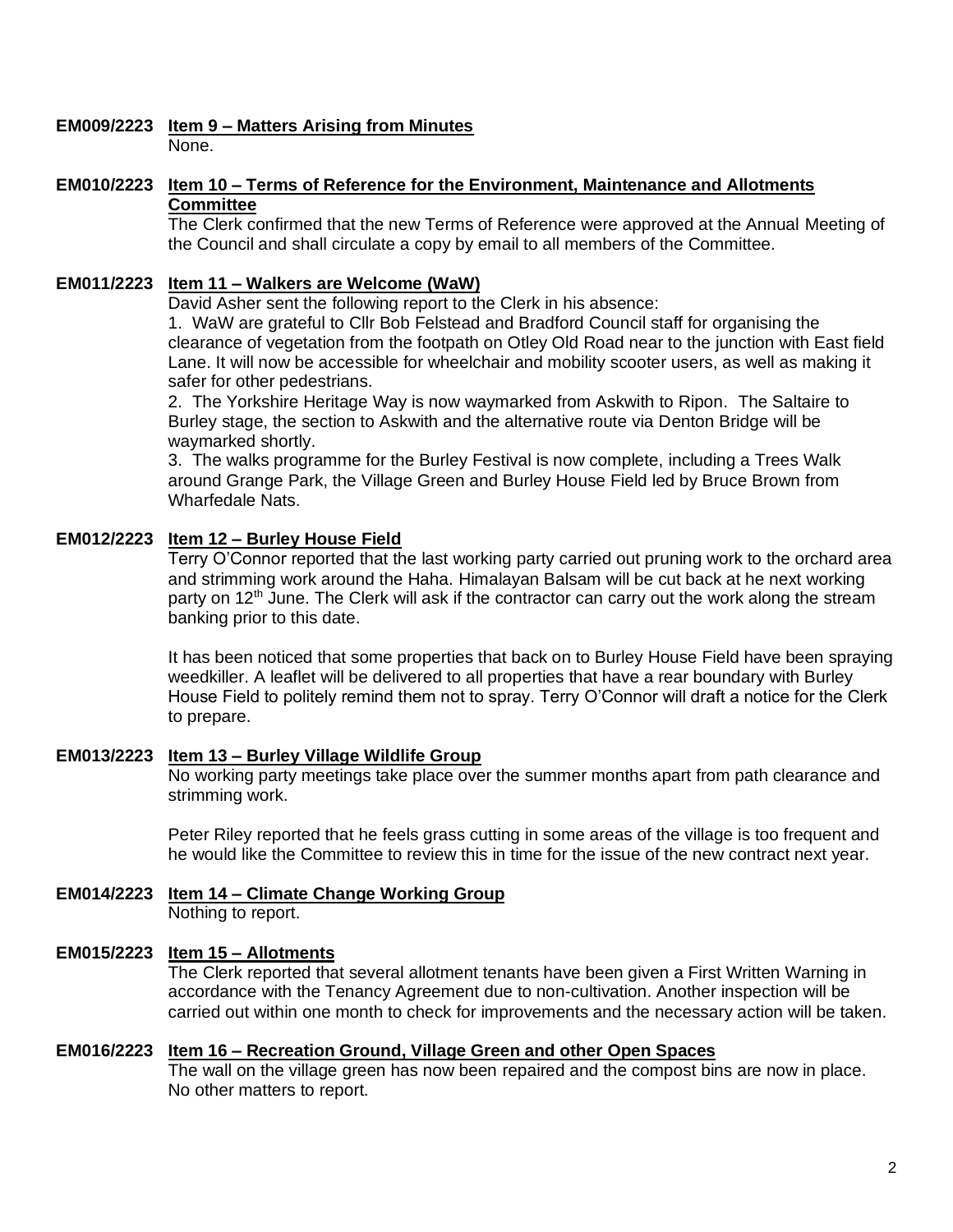**EM009/2223 Item 9 – Matters Arising from Minutes**

None.

**EM010/2223 Item 10 – Terms of Reference for the Environment, Maintenance and Allotments Committee**

The Clerk confirmed that the new Terms of Reference were approved at the Annual Meeting of the Council and shall circulate a copy by email to all members of the Committee.

**EM011/2223 Item 11 – Walkers are Welcome (WaW)**

David Asher sent the following report to the Clerk in his absence:

1. WaW are grateful to Cllr Bob Felstead and Bradford Council staff for organising the clearance of vegetation from the footpath on Otley Old Road near to the junction with East field Lane. It will now be accessible for wheelchair and mobility scooter users, as well as making it safer for other pedestrians.
2. The Yorkshire Heritage Way is now waymarked from Askwith to Ripon. The Saltaire to Burley stage, the section to Askwith and the alternative route via Denton Bridge will be waymarked shortly.
3. The walks programme for the Burley Festival is now complete, including a Trees Walk around Grange Park, the Village Green and Burley House Field led by Bruce Brown from Wharfedale Nats.

**EM012/2223 Item 12 – Burley House Field**

Terry O'Connor reported that the last working party carried out pruning work to the orchard area and strimming work around the Haha. Himalayan Balsam will be cut back at he next working party on 12th June. The Clerk will ask if the contractor can carry out the work along the stream banking prior to this date.

It has been noticed that some properties that back on to Burley House Field have been spraying weedkiller. A leaflet will be delivered to all properties that have a rear boundary with Burley House Field to politely remind them not to spray. Terry O'Connor will draft a notice for the Clerk to prepare.

**EM013/2223 Item 13 – Burley Village Wildlife Group**

No working party meetings take place over the summer months apart from path clearance and strimming work.

Peter Riley reported that he feels grass cutting in some areas of the village is too frequent and he would like the Committee to review this in time for the issue of the new contract next year.

**EM014/2223 Item 14 – Climate Change Working Group**

Nothing to report.

**EM015/2223 Item 15 – Allotments**

The Clerk reported that several allotment tenants have been given a First Written Warning in accordance with the Tenancy Agreement due to non-cultivation. Another inspection will be carried out within one month to check for improvements and the necessary action will be taken.

**EM016/2223 Item 16 – Recreation Ground, Village Green and other Open Spaces**

The wall on the village green has now been repaired and the compost bins are now in place. No other matters to report.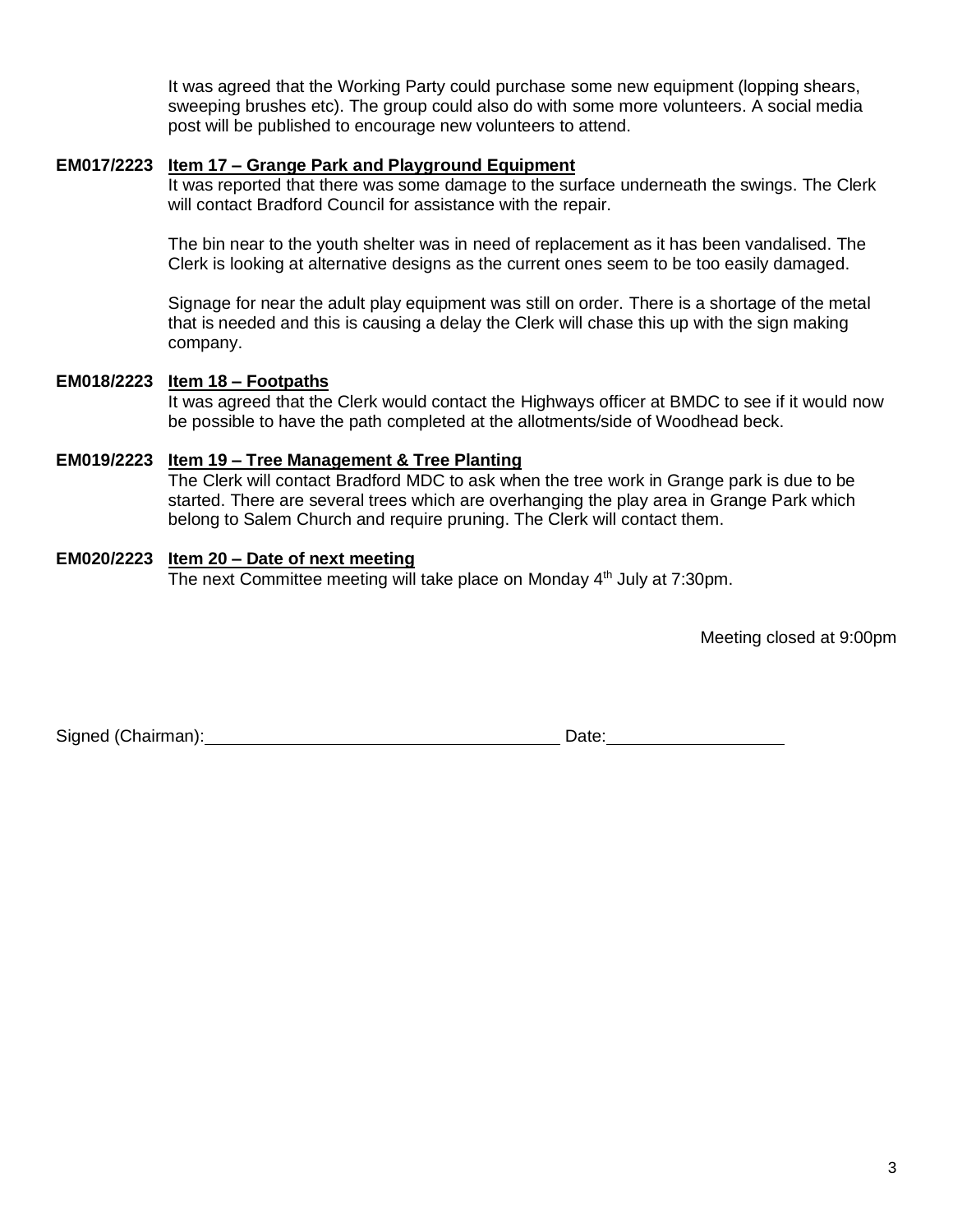It was agreed that the Working Party could purchase some new equipment (lopping shears, sweeping brushes etc). The group could also do with some more volunteers. A social media post will be published to encourage new volunteers to attend.

**EM017/2223 Item 17 – Grange Park and Playground Equipment**

It was reported that there was some damage to the surface underneath the swings. The Clerk will contact Bradford Council for assistance with the repair.

The bin near to the youth shelter was in need of replacement as it has been vandalised. The Clerk is looking at alternative designs as the current ones seem to be too easily damaged.

Signage for near the adult play equipment was still on order. There is a shortage of the metal that is needed and this is causing a delay the Clerk will chase this up with the sign making company.

**EM018/2223 Item 18 – Footpaths**

It was agreed that the Clerk would contact the Highways officer at BMDC to see if it would now be possible to have the path completed at the allotments/side of Woodhead beck.

**EM019/2223 Item 19 – Tree Management & Tree Planting**

The Clerk will contact Bradford MDC to ask when the tree work in Grange park is due to be started. There are several trees which are overhanging the play area in Grange Park which belong to Salem Church and require pruning. The Clerk will contact them.

**EM020/2223 Item 20 – Date of next meeting**

The next Committee meeting will take place on Monday 4th July at 7:30pm.

Meeting closed at 9:00pm

Signed (Chairman):\_\_\_\_\_\_\_\_\_\_\_\_\_\_\_\_\_\_\_\_\_\_\_\_\_\_\_\_\_\_\_\_\_\_\_ Date:\_\_\_\_\_\_\_\_\_\_\_\_\_\_\_\_\_\_